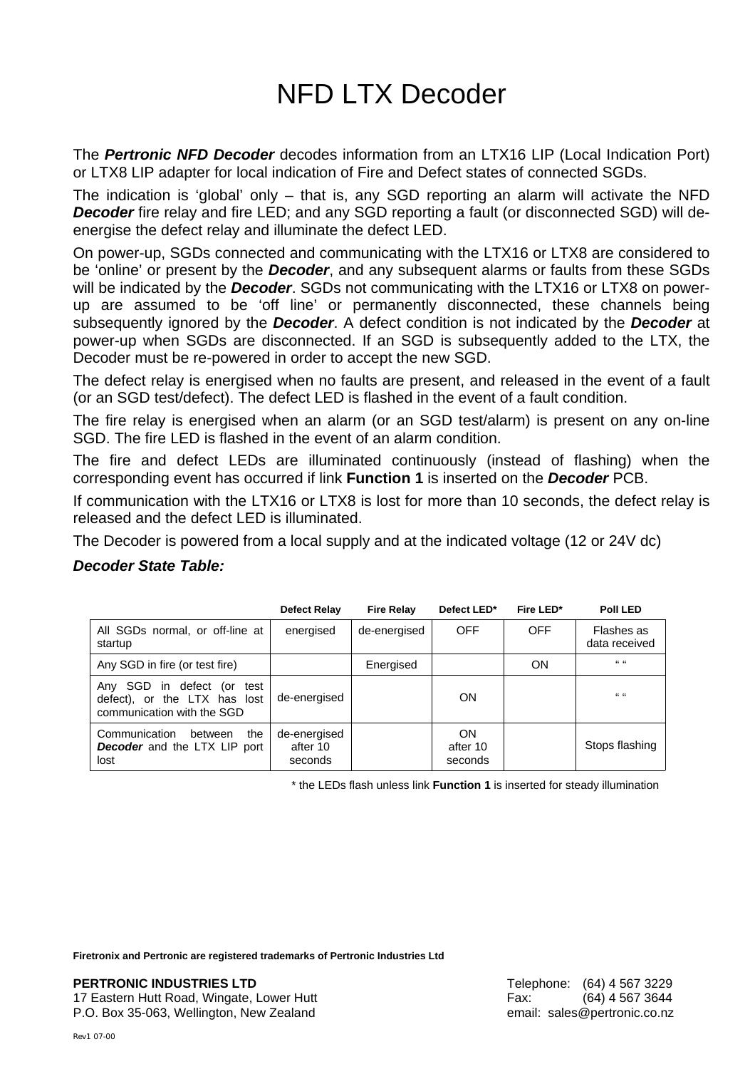# NFD LTX Decoder

The ***Pertronic NFD Decoder*** decodes information from an LTX16 LIP (Local Indication Port) or LTX8 LIP adapter for local indication of Fire and Defect states of connected SGDs.

The indication is 'global' only – that is, any SGD reporting an alarm will activate the NFD ***Decoder*** fire relay and fire LED; and any SGD reporting a fault (or disconnected SGD) will de-energise the defect relay and illuminate the defect LED.

On power-up, SGDs connected and communicating with the LTX16 or LTX8 are considered to be 'online' or present by the ***Decoder***, and any subsequent alarms or faults from these SGDs will be indicated by the ***Decoder***. SGDs not communicating with the LTX16 or LTX8 on power-up are assumed to be 'off line' or permanently disconnected, these channels being subsequently ignored by the ***Decoder***. A defect condition is not indicated by the ***Decoder*** at power-up when SGDs are disconnected. If an SGD is subsequently added to the LTX, the Decoder must be re-powered in order to accept the new SGD.

The defect relay is energised when no faults are present, and released in the event of a fault (or an SGD test/defect). The defect LED is flashed in the event of a fault condition.

The fire relay is energised when an alarm (or an SGD test/alarm) is present on any on-line SGD. The fire LED is flashed in the event of an alarm condition.

The fire and defect LEDs are illuminated continuously (instead of flashing) when the corresponding event has occurred if link **Function 1** is inserted on the ***Decoder*** PCB.

If communication with the LTX16 or LTX8 is lost for more than 10 seconds, the defect relay is released and the defect LED is illuminated.

The Decoder is powered from a local supply and at the indicated voltage (12 or 24V dc)

***Decoder State Table:***

| | Defect Relay | Fire Relay | Defect LED* | Fire LED* | Poll LED |
|---|---|---|---|---|---|
| All SGDs normal, or off-line at startup | energised | de-energised | OFF | OFF | Flashes as data received |
| Any SGD in fire (or test fire) | | Energised | | ON | " " |
| Any SGD in defect (or test defect), or the LTX has lost communication with the SGD | de-energised | | ON | | " " |
| Communication between the ***Decoder*** and the LTX LIP port lost | de-energised after 10 seconds | | ON after 10 seconds | | Stops flashing |

\* the LEDs flash unless link **Function 1** is inserted for steady illumination

**Firetronix and Pertronic are registered trademarks of Pertronic Industries Ltd**

**PERTRONIC INDUSTRIES LTD**
17 Eastern Hutt Road, Wingate, Lower Hutt
P.O. Box 35-063, Wellington, New Zealand

Telephone: (64) 4 567 3229
Fax: (64) 4 567 3644
email: sales@pertronic.co.nz

Rev1 07-00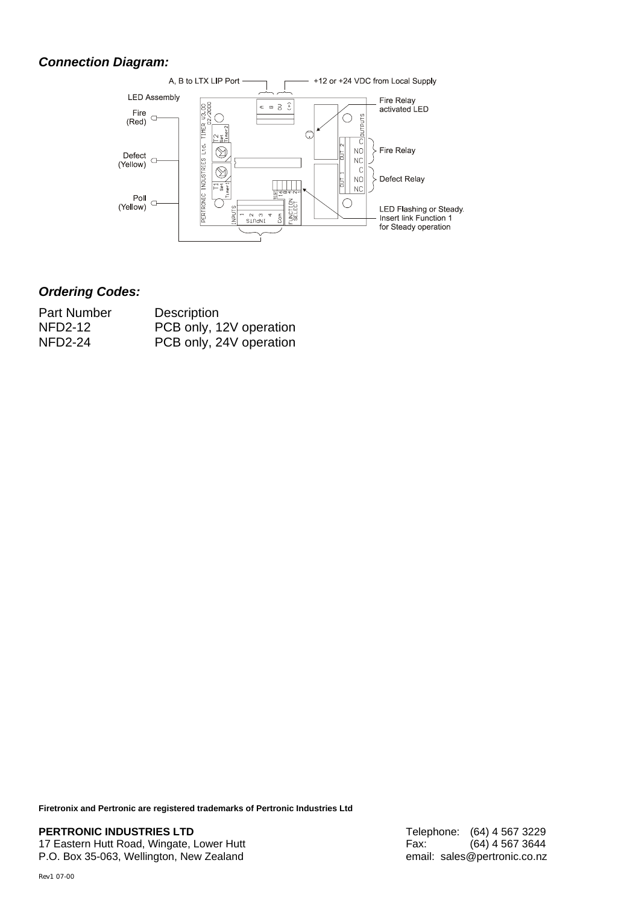## *Connection Diagram:*

A, B to LTX LIP Port

+12 or +24 VDC from Local Supply

LED Assembly

Fire (Red)

Defect (Yellow)

Poll (Yellow)

Fire Relay activated LED

Fire Relay

Defect Relay

LED Flashing or Steady. Insert link Function 1 for Steady operation

## *Ordering Codes:*

| Part Number | Description |
|---|---|
| NFD2-12 | PCB only, 12V operation |
| NFD2-24 | PCB only, 24V operation |

**Firetronix and Pertronic are registered trademarks of Pertronic Industries Ltd**

**PERTRONIC INDUSTRIES LTD**
17 Eastern Hutt Road, Wingate, Lower Hutt
P.O. Box 35-063, Wellington, New Zealand

Telephone: (64) 4 567 3229
Fax: (64) 4 567 3644
email: sales@pertronic.co.nz

Rev1 07-00